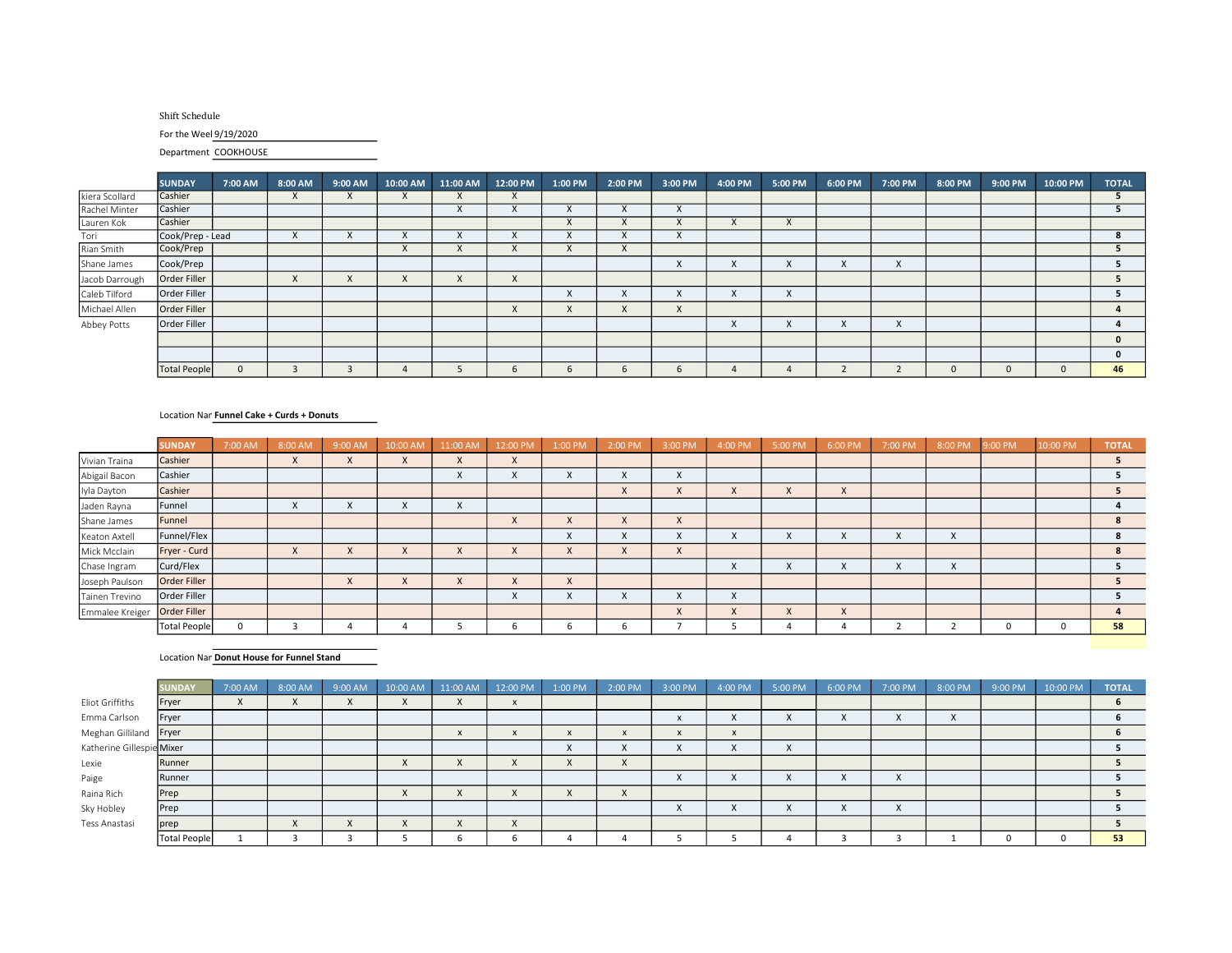Shift Schedule

For the Weel 9/19/2020

Department COOKHOUSE

| | SUNDAY | 7:00 AM | 8:00 AM | 9:00 AM | 10:00 AM | 11:00 AM | 12:00 PM | 1:00 PM | 2:00 PM | 3:00 PM | 4:00 PM | 5:00 PM | 6:00 PM | 7:00 PM | 8:00 PM | 9:00 PM | 10:00 PM | TOTAL |
|---|---|---|---|---|---|---|---|---|---|---|---|---|---|---|---|---|---|---|
| kiera Scollard | Cashier | | X | X | X | X | X | | | | | | | | | | | 5 |
| Rachel Minter | Cashier | | | | | X | X | X | X | X | | | | | | | | 5 |
| Lauren Kok | Cashier | | | | | | | X | X | X | X | X | | | | | | |
| Tori | Cook/Prep - Lead | | X | X | X | X | X | X | X | X | | | | | | | | 8 |
| Rian Smith | Cook/Prep | | | | X | X | X | X | X | | | | | | | | | 5 |
| Shane James | Cook/Prep | | | | | | | | | X | X | X | X | X | | | | 5 |
| Jacob Darrough | Order Filler | | X | X | X | X | X | | | | | | | | | | | 5 |
| Caleb Tilford | Order Filler | | | | | | | X | X | X | X | X | | | | | | 5 |
| Michael Allen | Order Filler | | | | | | X | X | X | X | | | | | | | | 4 |
| Abbey Potts | Order Filler | | | | | | | | | | X | X | X | X | | | | 4 |
| | | | | | | | | | | | | | | | | | | 0 |
| | | | | | | | | | | | | | | | | | | 0 |
| | Total People | 0 | 3 | 3 | 4 | 5 | 6 | 6 | 6 | 6 | 4 | 4 | 2 | 2 | 0 | 0 | 0 | 46 |

Location Nar **Funnel Cake + Curds + Donuts**

| | SUNDAY | 7:00 AM | 8:00 AM | 9:00 AM | 10:00 AM | 11:00 AM | 12:00 PM | 1:00 PM | 2:00 PM | 3:00 PM | 4:00 PM | 5:00 PM | 6:00 PM | 7:00 PM | 8:00 PM | 9:00 PM | 10:00 PM | TOTAL |
|---|---|---|---|---|---|---|---|---|---|---|---|---|---|---|---|---|---|---|
| Vivian Traina | Cashier | | X | X | X | X | X | | | | | | | | | | | 5 |
| Abigail Bacon | Cashier | | | | | X | X | X | X | X | | | | | | | | 5 |
| Iyla Dayton | Cashier | | | | | | | | X | X | X | X | X | | | | | 5 |
| Jaden Rayna | Funnel | | X | X | X | X | | | | | | | | | | | | 4 |
| Shane James | Funnel | | | | | | X | X | X | X | | | | | | | | 8 |
| Keaton Axtell | Funnel/Flex | | | | | | | X | X | X | X | X | X | X | X | | | 8 |
| Mick Mcclain | Fryer - Curd | | X | X | X | X | X | X | X | X | | | | | | | | 8 |
| Chase Ingram | Curd/Flex | | | | | | | | | | X | X | X | X | X | | | 5 |
| Joseph Paulson | Order Filler | | | X | X | X | X | X | | | | | | | | | | 5 |
| Tainen Trevino | Order Filler | | | | | | X | X | X | X | X | | | | | | | 5 |
| Emmalee Kreiger | Order Filler | | | | | | | | | X | X | X | X | | | | | 4 |
| | Total People | 0 | 3 | 4 | 4 | 5 | 6 | 6 | 6 | 7 | 5 | 4 | 4 | 2 | 2 | 0 | 0 | 58 |

Location Nar **Donut House for Funnel Stand**

| | SUNDAY | 7:00 AM | 8:00 AM | 9:00 AM | 10:00 AM | 11:00 AM | 12:00 PM | 1:00 PM | 2:00 PM | 3:00 PM | 4:00 PM | 5:00 PM | 6:00 PM | 7:00 PM | 8:00 PM | 9:00 PM | 10:00 PM | TOTAL |
|---|---|---|---|---|---|---|---|---|---|---|---|---|---|---|---|---|---|---|
| Eliot Griffiths | Fryer | X | X | X | X | X | x | | | | | | | | | | | 6 |
| Emma Carlson | Fryer | | | | | | | | | x | X | X | X | X | X | | | 6 |
| Meghan Gilliland | Fryer | | | | | x | x | x | x | x | x | | | | | | | 6 |
| Katherine Gillespie | Mixer | | | | | | | X | X | X | X | X | | | | | | 5 |
| Lexie | Runner | | | | X | X | X | X | X | | | | | | | | | 5 |
| Paige | Runner | | | | | | | | | X | X | X | X | X | | | | 5 |
| Raina Rich | Prep | | | | X | X | X | X | X | | | | | | | | | 5 |
| Sky Hobley | Prep | | | | | | | | | X | X | X | X | X | | | | 5 |
| Tess Anastasi | prep | | X | X | X | X | X | | | | | | | | | | | 5 |
| | Total People | 1 | 3 | 3 | 5 | 6 | 6 | 4 | 4 | 5 | 5 | 4 | 3 | 3 | 1 | 0 | 0 | 53 |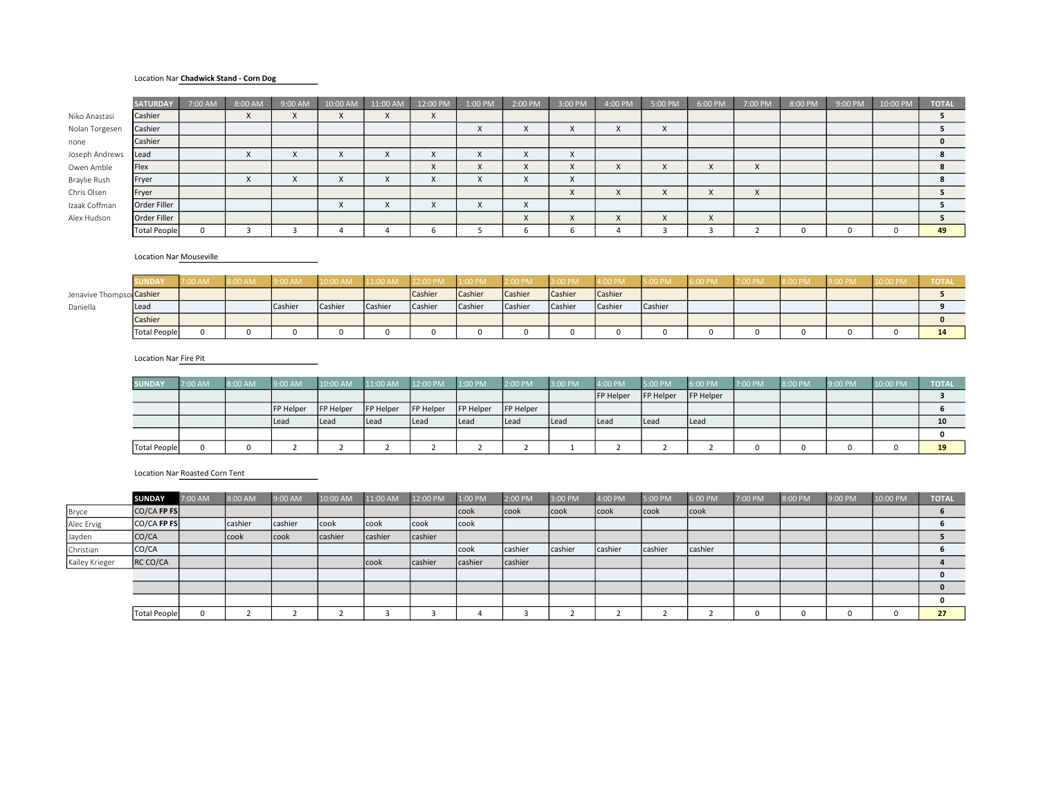Location Nar **Chadwick Stand - Corn Dog**

| | SATURDAY | 7:00 AM | 8:00 AM | 9:00 AM | 10:00 AM | 11:00 AM | 12:00 PM | 1:00 PM | 2:00 PM | 3:00 PM | 4:00 PM | 5:00 PM | 6:00 PM | 7:00 PM | 8:00 PM | 9:00 PM | 10:00 PM | TOTAL |
|---|---|---|---|---|---|---|---|---|---|---|---|---|---|---|---|---|---|---|
| Niko Anastasi | Cashier | | X | X | X | X | X | | | | | | | | | | | **5** |
| Nolan Torgesen | Cashier | | | | | | | X | X | X | X | X | | | | | | **5** |
| none | Cashier | | | | | | | | | | | | | | | | | **0** |
| Joseph Andrews | Lead | | X | X | X | X | X | X | X | X | | | | | | | | **8** |
| Owen Amble | Flex | | | | | | X | X | X | X | X | X | X | X | | | | **8** |
| Braylie Rush | Fryer | | X | X | X | X | X | X | X | X | | | | | | | | **8** |
| Chris Olsen | Fryer | | | | | | | | | X | X | X | X | X | | | | **5** |
| Izaak Coffman | Order Filler | | | | X | X | X | X | X | | | | | | | | | **5** |
| Alex Hudson | Order Filler | | | | | | | | X | X | X | X | X | | | | | **5** |
| | Total People | 0 | 3 | 3 | 4 | 4 | 6 | 5 | 6 | 6 | 4 | 3 | 3 | 2 | 0 | 0 | 0 | **49** |

Location Nar Mouseville

| | SUNDAY | 7:00 AM | 8:00 AM | 9:00 AM | 10:00 AM | 11:00 AM | 12:00 PM | 1:00 PM | 2:00 PM | 3:00 PM | 4:00 PM | 5:00 PM | 6:00 PM | 7:00 PM | 8:00 PM | 9:00 PM | 10:00 PM | TOTAL |
|---|---|---|---|---|---|---|---|---|---|---|---|---|---|---|---|---|---|---|
| Jenavive Thompso | Cashier | | | | | | Cashier | Cashier | Cashier | Cashier | Cashier | | | | | | | **5** |
| Daniella | Lead | | | Cashier | Cashier | Cashier | Cashier | Cashier | Cashier | Cashier | Cashier | Cashier | | | | | | **9** |
| | Cashier | | | | | | | | | | | | | | | | | **0** |
| | Total People | 0 | 0 | 0 | 0 | 0 | 0 | 0 | 0 | 0 | 0 | 0 | 0 | 0 | 0 | 0 | 0 | **14** |

Location Nar Fire Pit

| | SUNDAY | 7:00 AM | 8:00 AM | 9:00 AM | 10:00 AM | 11:00 AM | 12:00 PM | 1:00 PM | 2:00 PM | 3:00 PM | 4:00 PM | 5:00 PM | 6:00 PM | 7:00 PM | 8:00 PM | 9:00 PM | 10:00 PM | TOTAL |
|---|---|---|---|---|---|---|---|---|---|---|---|---|---|---|---|---|---|---|
| | | | | | | | | | | | FP Helper | FP Helper | FP Helper | | | | | **3** |
| | | | | FP Helper | FP Helper | FP Helper | FP Helper | FP Helper | FP Helper | | | | | | | | | **6** |
| | | | | Lead | Lead | Lead | Lead | Lead | Lead | Lead | Lead | Lead | Lead | | | | | **10** |
| | | | | | | | | | | | | | | | | | | **0** |
| | Total People | 0 | 0 | 2 | 2 | 2 | 2 | 2 | 2 | 1 | 2 | 2 | 2 | 0 | 0 | 0 | 0 | **19** |

Location Nar Roasted Corn Tent

| | SUNDAY | 7:00 AM | 8:00 AM | 9:00 AM | 10:00 AM | 11:00 AM | 12:00 PM | 1:00 PM | 2:00 PM | 3:00 PM | 4:00 PM | 5:00 PM | 6:00 PM | 7:00 PM | 8:00 PM | 9:00 PM | 10:00 PM | TOTAL |
|---|---|---|---|---|---|---|---|---|---|---|---|---|---|---|---|---|---|---|
| Bryce | CO/CA **FP FS** | | | | | | | cook | cook | cook | cook | cook | cook | | | | | **6** |
| Alec Ervig | CO/CA **FP FS** | | cashier | cashier | cook | cook | cook | cook | | | | | | | | | | **6** |
| Jayden | CO/CA | | cook | cook | cashier | cashier | cashier | | | | | | | | | | | **5** |
| Christian | CO/CA | | | | | | | cook | cashier | cashier | cashier | cashier | cashier | | | | | **6** |
| Kailey Krieger | RC CO/CA | | | | | cook | cashier | cashier | cashier | | | | | | | | | **4** |
| | | | | | | | | | | | | | | | | | | **0** |
| | | | | | | | | | | | | | | | | | | **0** |
| | | | | | | | | | | | | | | | | | | **0** |
| | Total People | 0 | 2 | 2 | 2 | 3 | 3 | 4 | 3 | 2 | 2 | 2 | 2 | 0 | 0 | 0 | 0 | **27** |